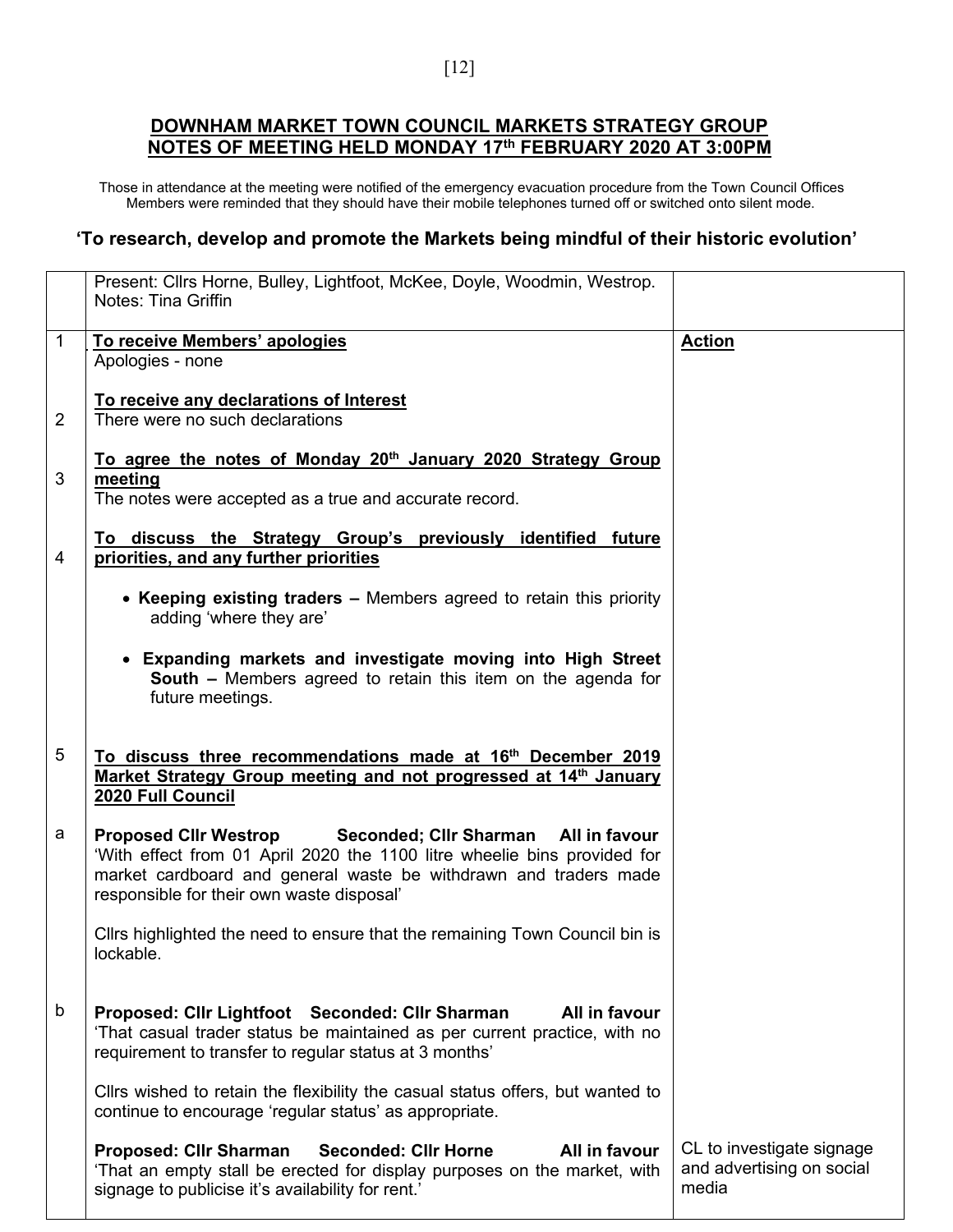## DOWNHAM MARKET TOWN COUNCIL MARKETS STRATEGY GROUP
## NOTES OF MEETING HELD MONDAY 17th FEBRUARY 2020 AT 3:00PM

Those in attendance at the meeting were notified of the emergency evacuation procedure from the Town Council Offices
Members were reminded that they should have their mobile telephones turned off or switched onto silent mode.

### 'To research, develop and promote the Markets being mindful of their historic evolution'

| | | |
|---|---|---|
| | Present: Cllrs Horne, Bulley, Lightfoot, McKee, Doyle, Woodmin, Westrop.<br>Notes: Tina Griffin | |
| 1 | **To receive Members' apologies**<br>Apologies - none | **Action** |
| 2 | **To receive any declarations of Interest**<br>There were no such declarations | |
| 3 | **To agree the notes of Monday 20th January 2020 Strategy Group meeting**<br>The notes were accepted as a true and accurate record. | |
| 4 | **To discuss the Strategy Group's previously identified future priorities, and any further priorities**<br>• **Keeping existing traders –** Members agreed to retain this priority adding 'where they are'<br>• **Expanding markets and investigate moving into High Street South –** Members agreed to retain this item on the agenda for future meetings. | |
| 5 | **To discuss three recommendations made at 16th December 2019 Market Strategy Group meeting and not progressed at 14th January 2020 Full Council** | |
| a | **Proposed Cllr Westrop Seconded; Cllr Sharman All in favour**<br>'With effect from 01 April 2020 the 1100 litre wheelie bins provided for market cardboard and general waste be withdrawn and traders made responsible for their own waste disposal'<br><br>Cllrs highlighted the need to ensure that the remaining Town Council bin is lockable. | |
| b | **Proposed: Cllr Lightfoot Seconded: Cllr Sharman All in favour**<br>'That casual trader status be maintained as per current practice, with no requirement to transfer to regular status at 3 months'<br><br>Cllrs wished to retain the flexibility the casual status offers, but wanted to continue to encourage 'regular status' as appropriate. | |
| | **Proposed: Cllr Sharman Seconded: Cllr Horne All in favour**<br>'That an empty stall be erected for display purposes on the market, with signage to publicise it's availability for rent.' | CL to investigate signage and advertising on social media |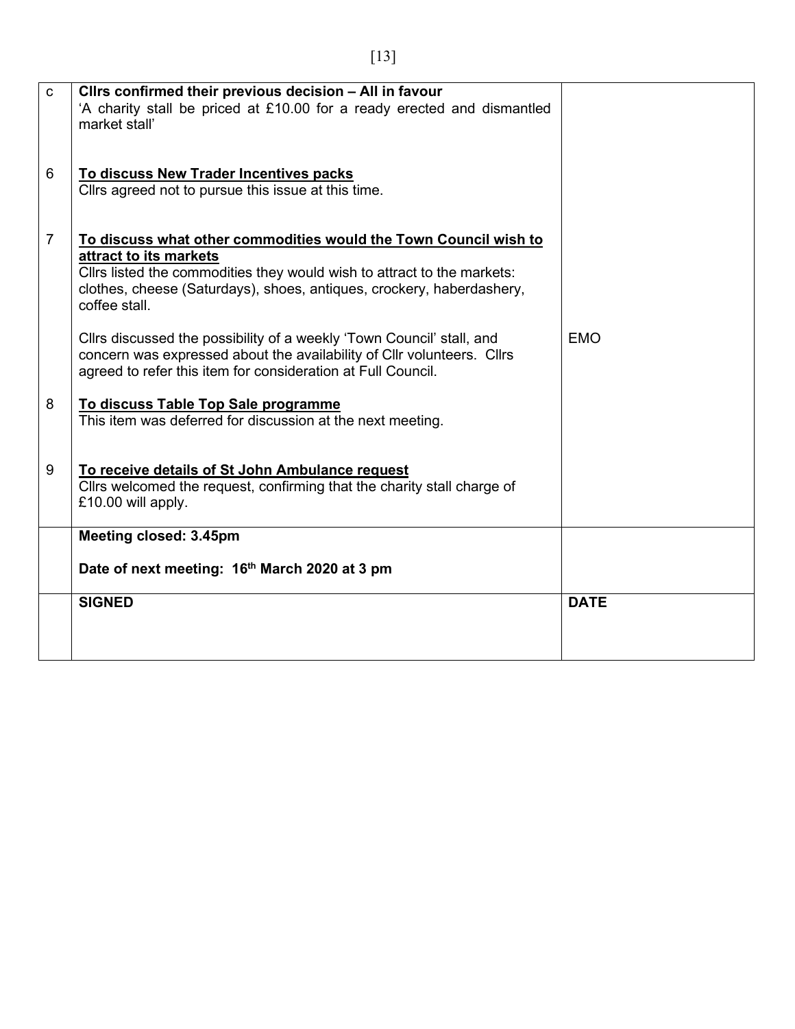| | | |
|---|---|---|
| c | **Cllrs confirmed their previous decision – All in favour**<br>'A charity stall be priced at £10.00 for a ready erected and dismantled market stall' | |
| 6 | **<u>To discuss New Trader Incentives packs</u>**<br>Cllrs agreed not to pursue this issue at this time. | |
| 7 | **<u>To discuss what other commodities would the Town Council wish to attract to its markets</u>**<br>Cllrs listed the commodities they would wish to attract to the markets: clothes, cheese (Saturdays), shoes, antiques, crockery, haberdashery, coffee stall.<br><br>Cllrs discussed the possibility of a weekly 'Town Council' stall, and concern was expressed about the availability of Cllr volunteers. Cllrs agreed to refer this item for consideration at Full Council. | EMO |
| 8 | **<u>To discuss Table Top Sale programme</u>**<br>This item was deferred for discussion at the next meeting. | |
| 9 | **<u>To receive details of St John Ambulance request</u>**<br>Cllrs welcomed the request, confirming that the charity stall charge of £10.00 will apply. | |
| | **Meeting closed: 3.45pm**<br><br>**Date of next meeting: 16th March 2020 at 3 pm** | |
| | **SIGNED** | **DATE** |